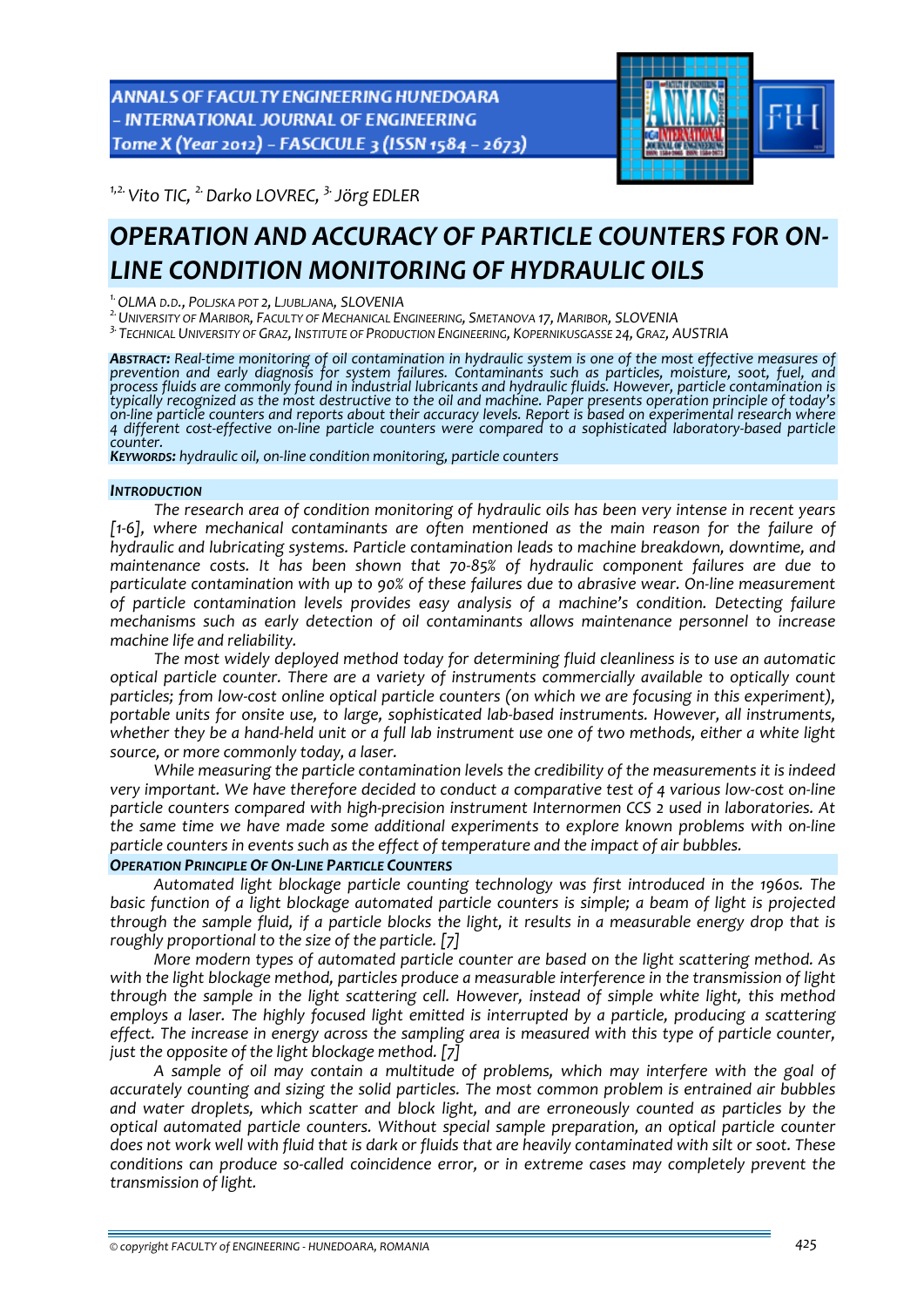[1,2.] *Vito TIC,* [2.] *Darko LOVREC,* [3.] *Jörg EDLER*

# OPERATION AND ACCURACY OF PARTICLE COUNTERS FOR ON-LINE CONDITION MONITORING OF HYDRAULIC OILS

[1.] *OLMA D.D., POLJSKA POT 2, LJUBLJANA, SLOVENIA*
[2.] *UNIVERSITY OF MARIBOR, FACULTY OF MECHANICAL ENGINEERING, SMETANOVA 17, MARIBOR, SLOVENIA*
[3.] *TECHNICAL UNIVERSITY OF GRAZ, INSTITUTE OF PRODUCTION ENGINEERING, KOPERNIKUSGASSE 24, GRAZ, AUSTRIA*

***ABSTRACT:*** *Real-time monitoring of oil contamination in hydraulic system is one of the most effective measures of prevention and early diagnosis for system failures. Contaminants such as particles, moisture, soot, fuel, and process fluids are commonly found in industrial lubricants and hydraulic fluids. However, particle contamination is typically recognized as the most destructive to the oil and machine. Paper presents operation principle of today's on-line particle counters and reports about their accuracy levels. Report is based on experimental research where 4 different cost-effective on-line particle counters were compared to a sophisticated laboratory-based particle counter.*
***KEYWORDS:*** *hydraulic oil, on-line condition monitoring, particle counters*

## INTRODUCTION

*The research area of condition monitoring of hydraulic oils has been very intense in recent years [1-6], where mechanical contaminants are often mentioned as the main reason for the failure of hydraulic and lubricating systems. Particle contamination leads to machine breakdown, downtime, and maintenance costs. It has been shown that 70-85% of hydraulic component failures are due to particulate contamination with up to 90% of these failures due to abrasive wear. On-line measurement of particle contamination levels provides easy analysis of a machine's condition. Detecting failure mechanisms such as early detection of oil contaminants allows maintenance personnel to increase machine life and reliability.*

*The most widely deployed method today for determining fluid cleanliness is to use an automatic optical particle counter. There are a variety of instruments commercially available to optically count particles; from low-cost online optical particle counters (on which we are focusing in this experiment), portable units for onsite use, to large, sophisticated lab-based instruments. However, all instruments, whether they be a hand-held unit or a full lab instrument use one of two methods, either a white light source, or more commonly today, a laser.*

*While measuring the particle contamination levels the credibility of the measurements it is indeed very important. We have therefore decided to conduct a comparative test of 4 various low-cost on-line particle counters compared with high-precision instrument Internormen CCS 2 used in laboratories. At the same time we have made some additional experiments to explore known problems with on-line particle counters in events such as the effect of temperature and the impact of air bubbles.*

## OPERATION PRINCIPLE OF ON-LINE PARTICLE COUNTERS

*Automated light blockage particle counting technology was first introduced in the 1960s. The basic function of a light blockage automated particle counters is simple; a beam of light is projected through the sample fluid, if a particle blocks the light, it results in a measurable energy drop that is roughly proportional to the size of the particle. [7]*

*More modern types of automated particle counter are based on the light scattering method. As with the light blockage method, particles produce a measurable interference in the transmission of light through the sample in the light scattering cell. However, instead of simple white light, this method employs a laser. The highly focused light emitted is interrupted by a particle, producing a scattering effect. The increase in energy across the sampling area is measured with this type of particle counter, just the opposite of the light blockage method. [7]*

*A sample of oil may contain a multitude of problems, which may interfere with the goal of accurately counting and sizing the solid particles. The most common problem is entrained air bubbles and water droplets, which scatter and block light, and are erroneously counted as particles by the optical automated particle counters. Without special sample preparation, an optical particle counter does not work well with fluid that is dark or fluids that are heavily contaminated with silt or soot. These conditions can produce so-called coincidence error, or in extreme cases may completely prevent the transmission of light.*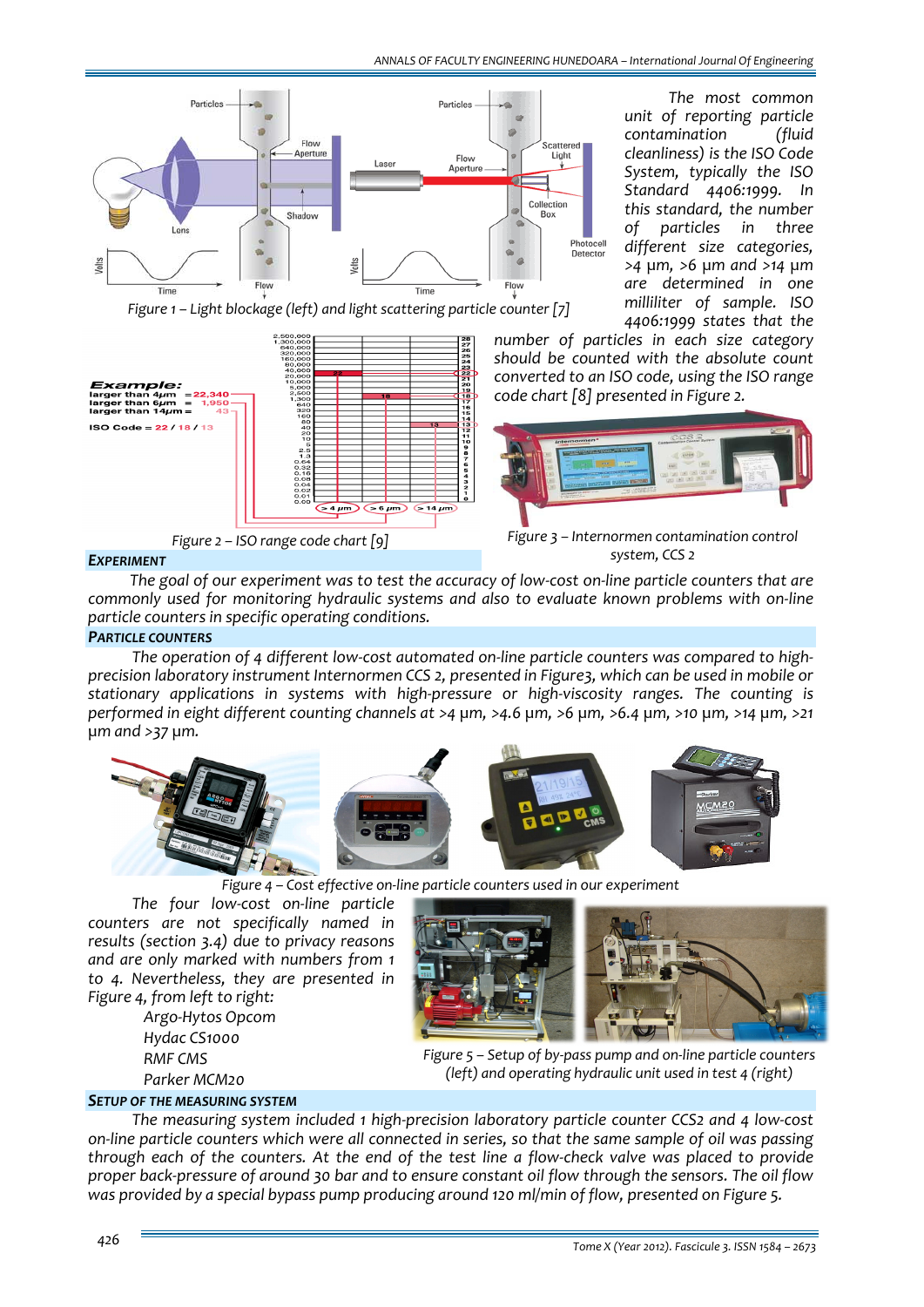The most common unit of reporting particle contamination (fluid cleanliness) is the ISO Code System, typically the ISO Standard 4406:1999. In this standard, the number of particles in three different size categories, >4 µm, >6 µm and >14 µm are determined in one milliliter of sample. ISO 4406:1999 states that the number of particles in each size category should be counted with the absolute count converted to an ISO code, using the ISO range code chart [8] presented in Figure 2.

Figure 1 – Light blockage (left) and light scattering particle counter [7]

Figure 2 – ISO range code chart [9]

Figure 3 – Internormen contamination control system, CCS 2

## EXPERIMENT

The goal of our experiment was to test the accuracy of low-cost on-line particle counters that are commonly used for monitoring hydraulic systems and also to evaluate known problems with on-line particle counters in specific operating conditions.

### PARTICLE COUNTERS

The operation of 4 different low-cost automated on-line particle counters was compared to high-precision laboratory instrument Internormen CCS 2, presented in Figure3, which can be used in mobile or stationary applications in systems with high-pressure or high-viscosity ranges. The counting is performed in eight different counting channels at >4 µm, >4.6 µm, >6 µm, >6.4 µm, >10 µm, >14 µm, >21 µm and >37 µm.

Figure 4 – Cost effective on-line particle counters used in our experiment

The four low-cost on-line particle counters are not specifically named in results (section 3.4) due to privacy reasons and are only marked with numbers from 1 to 4. Nevertheless, they are presented in Figure 4, from left to right:

- Argo-Hytos Opcom
- Hydac CS1000
- RMF CMS
- Parker MCM20

Figure 5 – Setup of by-pass pump and on-line particle counters (left) and operating hydraulic unit used in test 4 (right)

### SETUP OF THE MEASURING SYSTEM

The measuring system included 1 high-precision laboratory particle counter CCS2 and 4 low-cost on-line particle counters which were all connected in series, so that the same sample of oil was passing through each of the counters. At the end of the test line a flow-check valve was placed to provide proper back-pressure of around 30 bar and to ensure constant oil flow through the sensors. The oil flow was provided by a special bypass pump producing around 120 ml/min of flow, presented on Figure 5.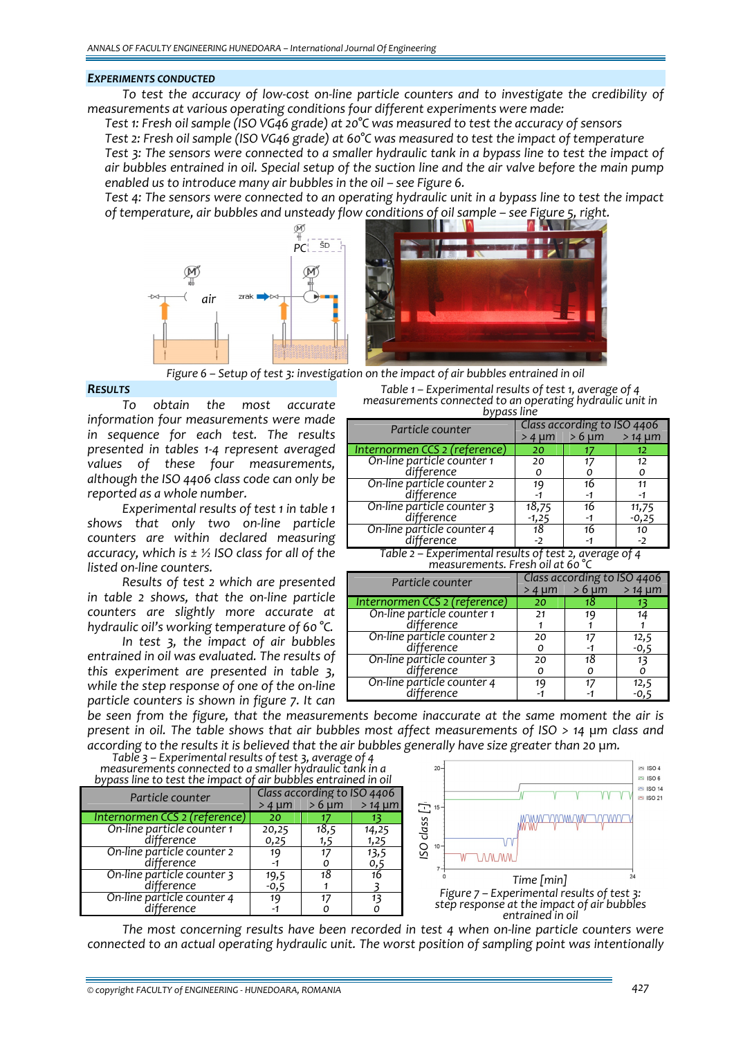## EXPERIMENTS CONDUCTED

*To test the accuracy of low-cost on-line particle counters and to investigate the credibility of measurements at various operating conditions four different experiments were made:*

*Test 1: Fresh oil sample (ISO VG46 grade) at 20°C was measured to test the accuracy of sensors*

*Test 2: Fresh oil sample (ISO VG46 grade) at 60°C was measured to test the impact of temperature*

*Test 3: The sensors were connected to a smaller hydraulic tank in a bypass line to test the impact of air bubbles entrained in oil. Special setup of the suction line and the air valve before the main pump enabled us to introduce many air bubbles in the oil – see Figure 6.*

*Test 4: The sensors were connected to an operating hydraulic unit in a bypass line to test the impact of temperature, air bubbles and unsteady flow conditions of oil sample – see Figure 5, right.*

*Figure 6 – Setup of test 3: investigation on the impact of air bubbles entrained in oil*

## RESULTS

*To obtain the most accurate information four measurements were made in sequence for each test. The results presented in tables 1-4 represent averaged values of these four measurements, although the ISO 4406 class code can only be reported as a whole number.*

*Experimental results of test 1 in table 1 shows that only two on-line particle counters are within declared measuring accuracy, which is ± ½ ISO class for all of the listed on-line counters.*

*Results of test 2 which are presented in table 2 shows, that the on-line particle counters are slightly more accurate at hydraulic oil's working temperature of 60 °C.*

*In test 3, the impact of air bubbles entrained in oil was evaluated. The results of this experiment are presented in table 3, while the step response of one of the on-line particle counters is shown in figure 7. It can be seen from the figure, that the measurements become inaccurate at the same moment the air is present in oil. The table shows that air bubbles most affect measurements of ISO > 14 μm class and according to the results it is believed that the air bubbles generally have size greater than 20 μm.*

*Table 1 – Experimental results of test 1, average of 4 measurements connected to an operating hydraulic unit in bypass line*

| Particle counter | Class according to ISO 4406 > 4 μm | > 6 μm | > 14 μm |
|---|---|---|---|
| Internormen CCS 2 (reference) | 20 | 17 | 12 |
| On-line particle counter 1 | 20 | 17 | 12 |
| difference | 0 | 0 | 0 |
| On-line particle counter 2 | 19 | 16 | 11 |
| difference | -1 | -1 | -1 |
| On-line particle counter 3 | 18,75 | 16 | 11,75 |
| difference | -1,25 | -1 | -0,25 |
| On-line particle counter 4 | 18 | 16 | 10 |
| difference | -2 | -1 | -2 |

*Table 2 – Experimental results of test 2, average of 4 measurements. Fresh oil at 60 °C*

| Particle counter | Class according to ISO 4406 > 4 μm | > 6 μm | > 14 μm |
|---|---|---|---|
| Internormen CCS 2 (reference) | 20 | 18 | 13 |
| On-line particle counter 1 | 21 | 19 | 14 |
| difference | 1 | 1 | 1 |
| On-line particle counter 2 | 20 | 17 | 12,5 |
| difference | 0 | -1 | -0,5 |
| On-line particle counter 3 | 20 | 18 | 13 |
| difference | 0 | 0 | 0 |
| On-line particle counter 4 | 19 | 17 | 12,5 |
| difference | -1 | -1 | -0,5 |

*Table 3 – Experimental results of test 3, average of 4 measurements connected to a smaller hydraulic tank in a bypass line to test the impact of air bubbles entrained in oil*

| Particle counter | Class according to ISO 4406 > 4 μm | > 6 μm | > 14 μm |
|---|---|---|---|
| Internormen CCS 2 (reference) | 20 | 17 | 13 |
| On-line particle counter 1 | 20,25 | 18,5 | 14,25 |
| difference | 0,25 | 1,5 | 1,25 |
| On-line particle counter 2 | 19 | 17 | 13,5 |
| difference | -1 | 0 | 0,5 |
| On-line particle counter 3 | 19,5 | 18 | 16 |
| difference | -0,5 | 1 | 3 |
| On-line particle counter 4 | 19 | 17 | 13 |
| difference | -1 | 0 | 0 |

*Figure 7 – Experimental results of test 3: step response at the impact of air bubbles entrained in oil*

*The most concerning results have been recorded in test 4 when on-line particle counters were connected to an actual operating hydraulic unit. The worst position of sampling point was intentionally*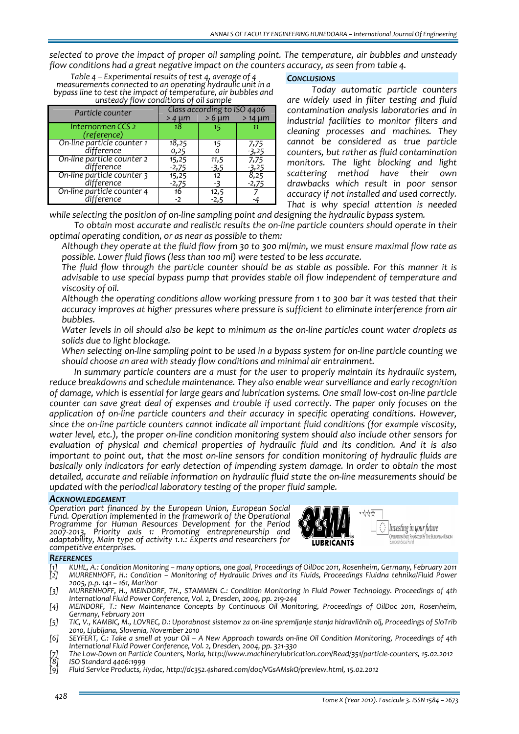*selected to prove the impact of proper oil sampling point. The temperature, air bubbles and unsteady flow conditions had a great negative impact on the counters accuracy, as seen from table 4.*

*Table 4 – Experimental results of test 4, average of 4 measurements connected to an operating hydraulic unit in a bypass line to test the impact of temperature, air bubbles and unsteady flow conditions of oil sample*

| Particle counter | Class according to ISO 4406 | | |
|---|---|---|---|
| | > 4 µm | > 6 µm | > 14 µm |
| Internormen CCS 2 (reference) | 18 | 15 | 11 |
| On-line particle counter 1 difference | 18,25 0,25 | 15 0 | 7,75 -3,25 |
| On-line particle counter 2 difference | 15,25 -2,75 | 11,5 -3,5 | 7,75 -3,25 |
| On-line particle counter 3 difference | 15,25 -2,75 | 12 -3 | 8,25 -2,75 |
| On-line particle counter 4 difference | 16 -2 | 12,5 -2,5 | 7 -4 |

## *CONCLUSIONS*

*Today automatic particle counters are widely used in filter testing and fluid contamination analysis laboratories and in industrial facilities to monitor filters and cleaning processes and machines. They cannot be considered as true particle counters, but rather as fluid contamination monitors. The light blocking and light scattering method have their own drawbacks which result in poor sensor accuracy if not installed and used correctly. That is why special attention is needed while selecting the position of on-line sampling point and designing the hydraulic bypass system.*

*To obtain most accurate and realistic results the on-line particle counters should operate in their optimal operating condition, or as near as possible to them:*

*Although they operate at the fluid flow from 30 to 300 ml/min, we must ensure maximal flow rate as possible. Lower fluid flows (less than 100 ml) were tested to be less accurate.*

*The fluid flow through the particle counter should be as stable as possible. For this manner it is advisable to use special bypass pump that provides stable oil flow independent of temperature and viscosity of oil.*

*Although the operating conditions allow working pressure from 1 to 300 bar it was tested that their accuracy improves at higher pressures where pressure is sufficient to eliminate interference from air bubbles.*

*Water levels in oil should also be kept to minimum as the on-line particles count water droplets as solids due to light blockage.*

*When selecting on-line sampling point to be used in a bypass system for on-line particle counting we should choose an area with steady flow conditions and minimal air entrainment.*

*In summary particle counters are a must for the user to properly maintain its hydraulic system, reduce breakdowns and schedule maintenance. They also enable wear surveillance and early recognition of damage, which is essential for large gears and lubrication systems. One small low-cost on-line particle counter can save great deal of expenses and trouble if used correctly. The paper only focuses on the application of on-line particle counters and their accuracy in specific operating conditions. However, since the on-line particle counters cannot indicate all important fluid conditions (for example viscosity, water level, etc.), the proper on-line condition monitoring system should also include other sensors for evaluation of physical and chemical properties of hydraulic fluid and its condition. And it is also important to point out, that the most on-line sensors for condition monitoring of hydraulic fluids are basically only indicators for early detection of impending system damage. In order to obtain the most detailed, accurate and reliable information on hydraulic fluid state the on-line measurements should be updated with the periodical laboratory testing of the proper fluid sample.*

## *ACKNOWLEDGEMENT*

*Operation part financed by the European Union, European Social Fund. Operation implemented in the framework of the Operational Programme for Human Resources Development for the Period 2007-2013, Priority axis 1: Promoting entrepreneurship and adaptability, Main type of activity 1.1.: Experts and researchers for competitive enterprises.*

LUBRICANTS

Investing in your future
Operation part financed by the European Union
European Social Fund

## *REFERENCES*

[1] *KUHL, A.: Condition Monitoring – many options, one goal, Proceedings of OilDoc 2011, Rosenheim, Germany, February 2011*
[2] *MURRENHOFF, H.: Condition – Monitoring of Hydraulic Drives and its Fluids, Proceedings Fluidna tehnika/Fluid Power 2005, p.p. 141 – 161, Maribor*
[3] *MURRENHOFF, H., MEINDORF, TH., STAMMEN C.: Condition Monitoring in Fluid Power Technology. Proceedings of 4th International Fluid Power Conference, Vol. 2, Dresden, 2004, pp. 219-244*
[4] *MEINDORF, T.: New Maintenance Concepts by Continuous Oil Monitoring, Proceedings of OilDoc 2011, Rosenheim, Germany, February 2011*
[5] *TIC, V., KAMBIC, M., LOVREC, D.: Uporabnost sistemov za on-line spremljanje stanja hidravličnih olj, Proceedings of SloTrib 2010, Ljubljana, Slovenia, November 2010*
[6] *SEYFERT, C.: Take a smell at your Oil – A New Approach towards on-line Oil Condition Monitoring, Proceedings of 4th International Fluid Power Conference, Vol. 2, Dresden, 2004, pp. 321-330*
[7] *The Low-Down on Particle Counters, Noria, http://www.machinerylubrication.com/Read/351/particle-counters, 15.02.2012*
[8] *ISO Standard 4406:1999*
[9] *Fluid Service Products, Hydac, http://dc352.4shared.com/doc/VGsAMskO/preview.html, 15.02.2012*